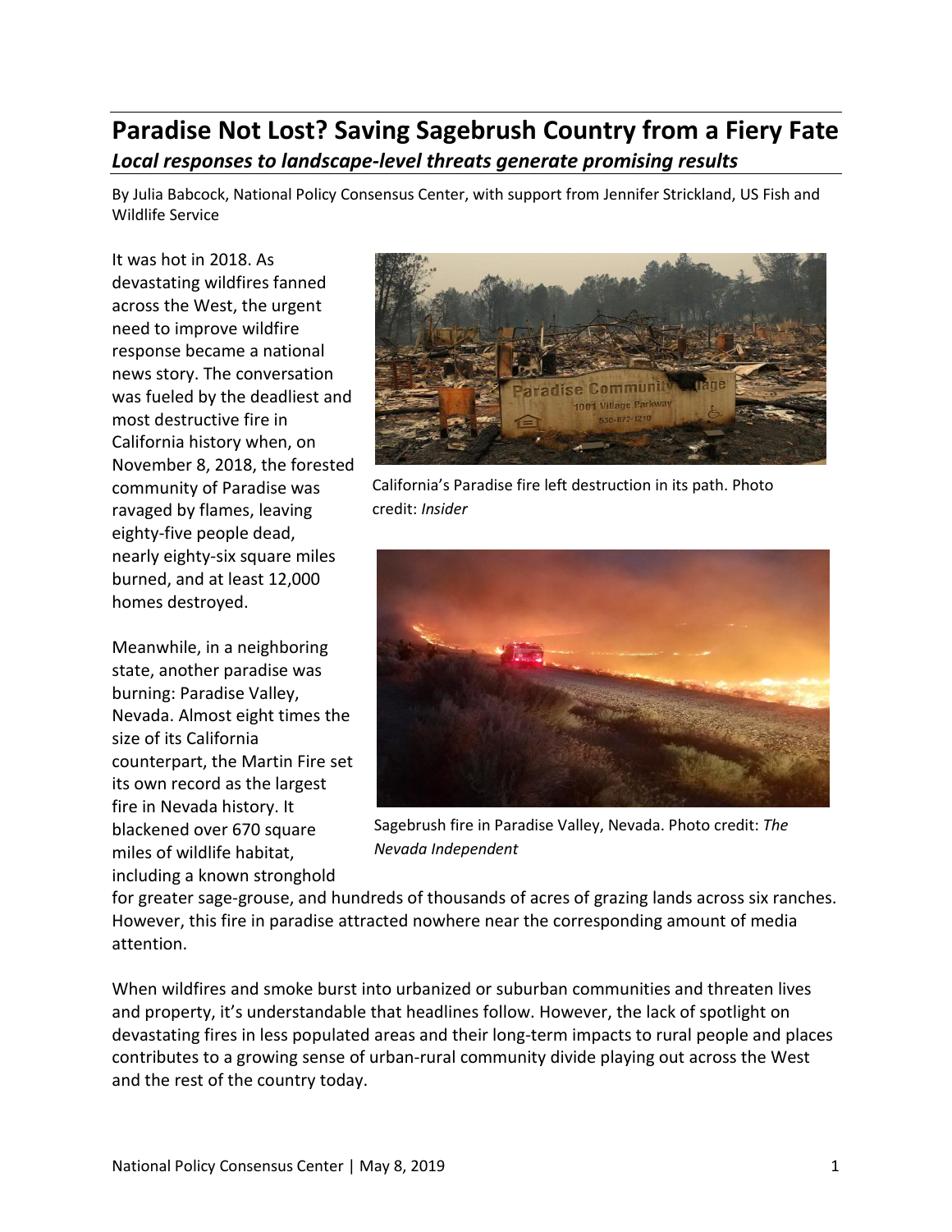# Paradise Not Lost? Saving Sagebrush Country from a Fiery Fate

***Local responses to landscape-level threats generate promising results***

By Julia Babcock, National Policy Consensus Center, with support from Jennifer Strickland, US Fish and Wildlife Service

It was hot in 2018. As devastating wildfires fanned across the West, the urgent need to improve wildfire response became a national news story. The conversation was fueled by the deadliest and most destructive fire in California history when, on November 8, 2018, the forested community of Paradise was ravaged by flames, leaving eighty-five people dead, nearly eighty-six square miles burned, and at least 12,000 homes destroyed.

California's Paradise fire left destruction in its path. Photo credit: *Insider*

Meanwhile, in a neighboring state, another paradise was burning: Paradise Valley, Nevada. Almost eight times the size of its California counterpart, the Martin Fire set its own record as the largest fire in Nevada history. It blackened over 670 square miles of wildlife habitat, including a known stronghold for greater sage-grouse, and hundreds of thousands of acres of grazing lands across six ranches. However, this fire in paradise attracted nowhere near the corresponding amount of media attention.

Sagebrush fire in Paradise Valley, Nevada. Photo credit: *The Nevada Independent*

When wildfires and smoke burst into urbanized or suburban communities and threaten lives and property, it's understandable that headlines follow. However, the lack of spotlight on devastating fires in less populated areas and their long-term impacts to rural people and places contributes to a growing sense of urban-rural community divide playing out across the West and the rest of the country today.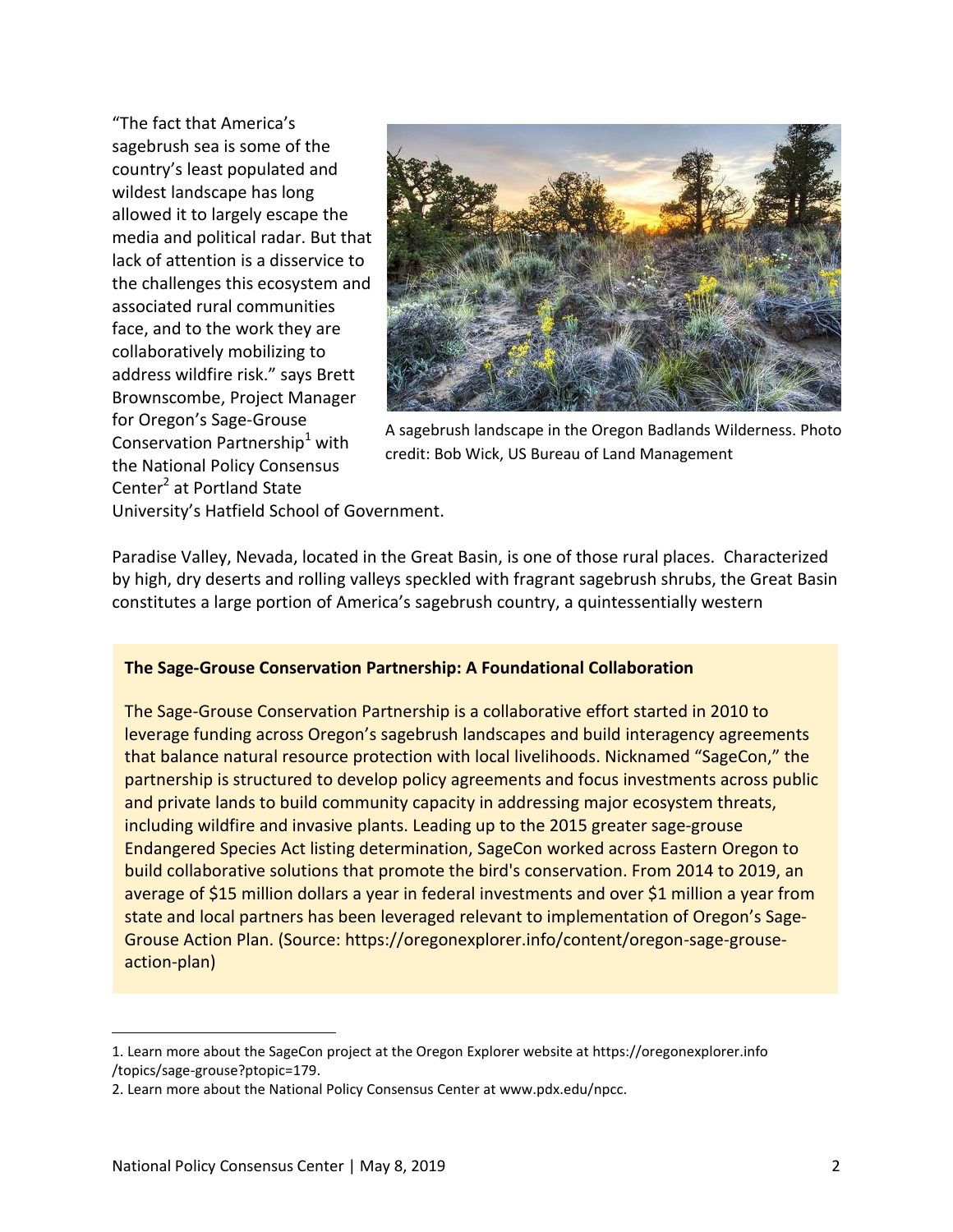"The fact that America's sagebrush sea is some of the country's least populated and wildest landscape has long allowed it to largely escape the media and political radar. But that lack of attention is a disservice to the challenges this ecosystem and associated rural communities face, and to the work they are collaboratively mobilizing to address wildfire risk." says Brett Brownscombe, Project Manager for Oregon's Sage-Grouse Conservation Partnership[1] with the National Policy Consensus Center[2] at Portland State University's Hatfield School of Government.

A sagebrush landscape in the Oregon Badlands Wilderness. Photo credit: Bob Wick, US Bureau of Land Management

Paradise Valley, Nevada, located in the Great Basin, is one of those rural places. Characterized by high, dry deserts and rolling valleys speckled with fragrant sagebrush shrubs, the Great Basin constitutes a large portion of America's sagebrush country, a quintessentially western

**The Sage-Grouse Conservation Partnership: A Foundational Collaboration**

The Sage-Grouse Conservation Partnership is a collaborative effort started in 2010 to leverage funding across Oregon's sagebrush landscapes and build interagency agreements that balance natural resource protection with local livelihoods. Nicknamed "SageCon," the partnership is structured to develop policy agreements and focus investments across public and private lands to build community capacity in addressing major ecosystem threats, including wildfire and invasive plants. Leading up to the 2015 greater sage-grouse Endangered Species Act listing determination, SageCon worked across Eastern Oregon to build collaborative solutions that promote the bird's conservation. From 2014 to 2019, an average of $15 million dollars a year in federal investments and over $1 million a year from state and local partners has been leveraged relevant to implementation of Oregon's Sage-Grouse Action Plan. (Source: https://oregonexplorer.info/content/oregon-sage-grouse-action-plan)

1. Learn more about the SageCon project at the Oregon Explorer website at https://oregonexplorer.info /topics/sage-grouse?ptopic=179.

2. Learn more about the National Policy Consensus Center at www.pdx.edu/npcc.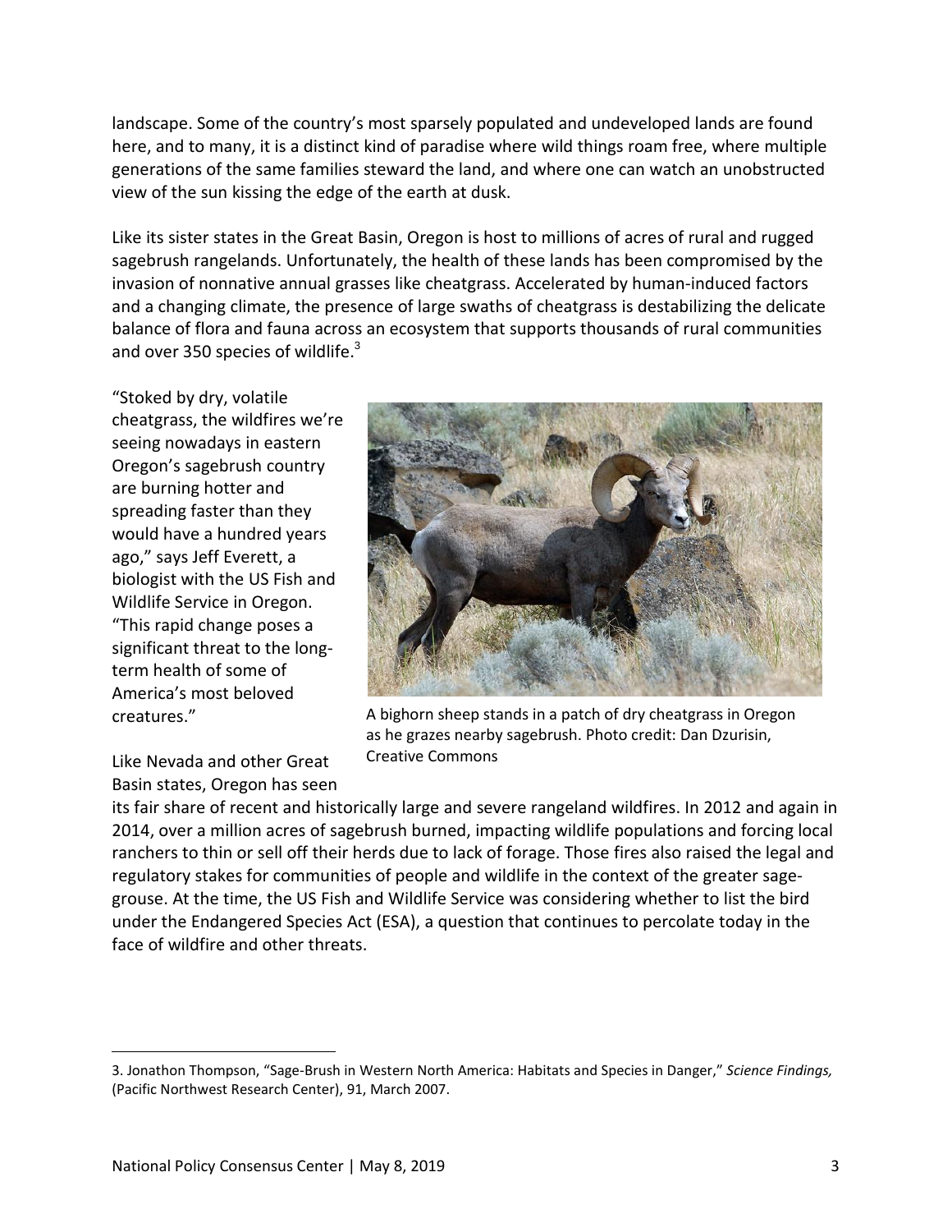landscape. Some of the country's most sparsely populated and undeveloped lands are found here, and to many, it is a distinct kind of paradise where wild things roam free, where multiple generations of the same families steward the land, and where one can watch an unobstructed view of the sun kissing the edge of the earth at dusk.

Like its sister states in the Great Basin, Oregon is host to millions of acres of rural and rugged sagebrush rangelands. Unfortunately, the health of these lands has been compromised by the invasion of nonnative annual grasses like cheatgrass. Accelerated by human-induced factors and a changing climate, the presence of large swaths of cheatgrass is destabilizing the delicate balance of flora and fauna across an ecosystem that supports thousands of rural communities and over 350 species of wildlife.[3]

"Stoked by dry, volatile cheatgrass, the wildfires we're seeing nowadays in eastern Oregon's sagebrush country are burning hotter and spreading faster than they would have a hundred years ago," says Jeff Everett, a biologist with the US Fish and Wildlife Service in Oregon. "This rapid change poses a significant threat to the long-term health of some of America's most beloved creatures."

A bighorn sheep stands in a patch of dry cheatgrass in Oregon as he grazes nearby sagebrush. Photo credit: Dan Dzurisin, Creative Commons

Like Nevada and other Great Basin states, Oregon has seen its fair share of recent and historically large and severe rangeland wildfires. In 2012 and again in 2014, over a million acres of sagebrush burned, impacting wildlife populations and forcing local ranchers to thin or sell off their herds due to lack of forage. Those fires also raised the legal and regulatory stakes for communities of people and wildlife in the context of the greater sage-grouse. At the time, the US Fish and Wildlife Service was considering whether to list the bird under the Endangered Species Act (ESA), a question that continues to percolate today in the face of wildfire and other threats.

---

3. Jonathon Thompson, "Sage-Brush in Western North America: Habitats and Species in Danger," *Science Findings,* (Pacific Northwest Research Center), 91, March 2007.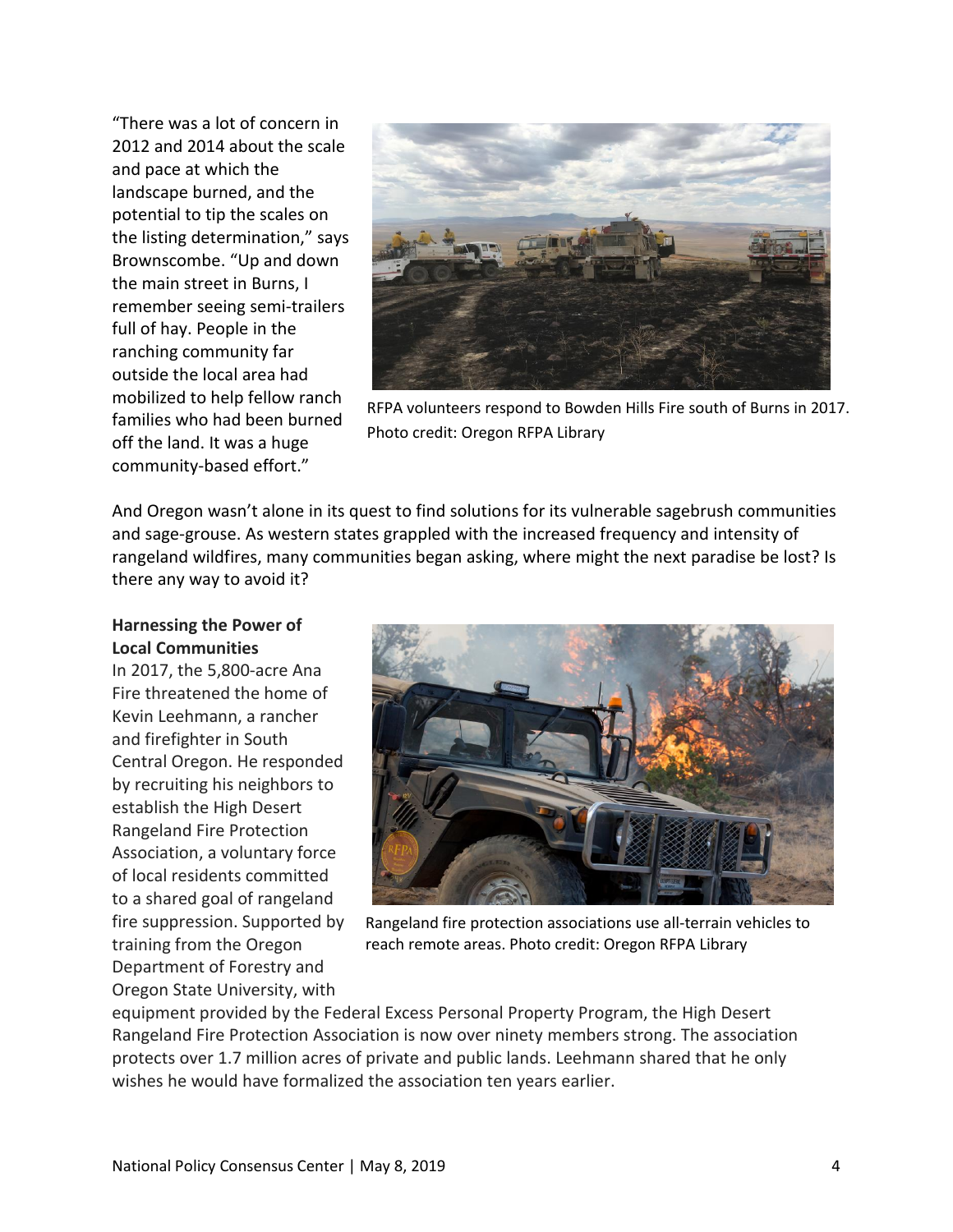"There was a lot of concern in 2012 and 2014 about the scale and pace at which the landscape burned, and the potential to tip the scales on the listing determination," says Brownscombe. "Up and down the main street in Burns, I remember seeing semi-trailers full of hay. People in the ranching community far outside the local area had mobilized to help fellow ranch families who had been burned off the land. It was a huge community-based effort."

RFPA volunteers respond to Bowden Hills Fire south of Burns in 2017. Photo credit: Oregon RFPA Library

And Oregon wasn't alone in its quest to find solutions for its vulnerable sagebrush communities and sage-grouse. As western states grappled with the increased frequency and intensity of rangeland wildfires, many communities began asking, where might the next paradise be lost? Is there any way to avoid it?

**Harnessing the Power of Local Communities**

In 2017, the 5,800-acre Ana Fire threatened the home of Kevin Leehmann, a rancher and firefighter in South Central Oregon. He responded by recruiting his neighbors to establish the High Desert Rangeland Fire Protection Association, a voluntary force of local residents committed to a shared goal of rangeland fire suppression. Supported by training from the Oregon Department of Forestry and Oregon State University, with equipment provided by the Federal Excess Personal Property Program, the High Desert Rangeland Fire Protection Association is now over ninety members strong. The association protects over 1.7 million acres of private and public lands. Leehmann shared that he only wishes he would have formalized the association ten years earlier.

Rangeland fire protection associations use all-terrain vehicles to reach remote areas. Photo credit: Oregon RFPA Library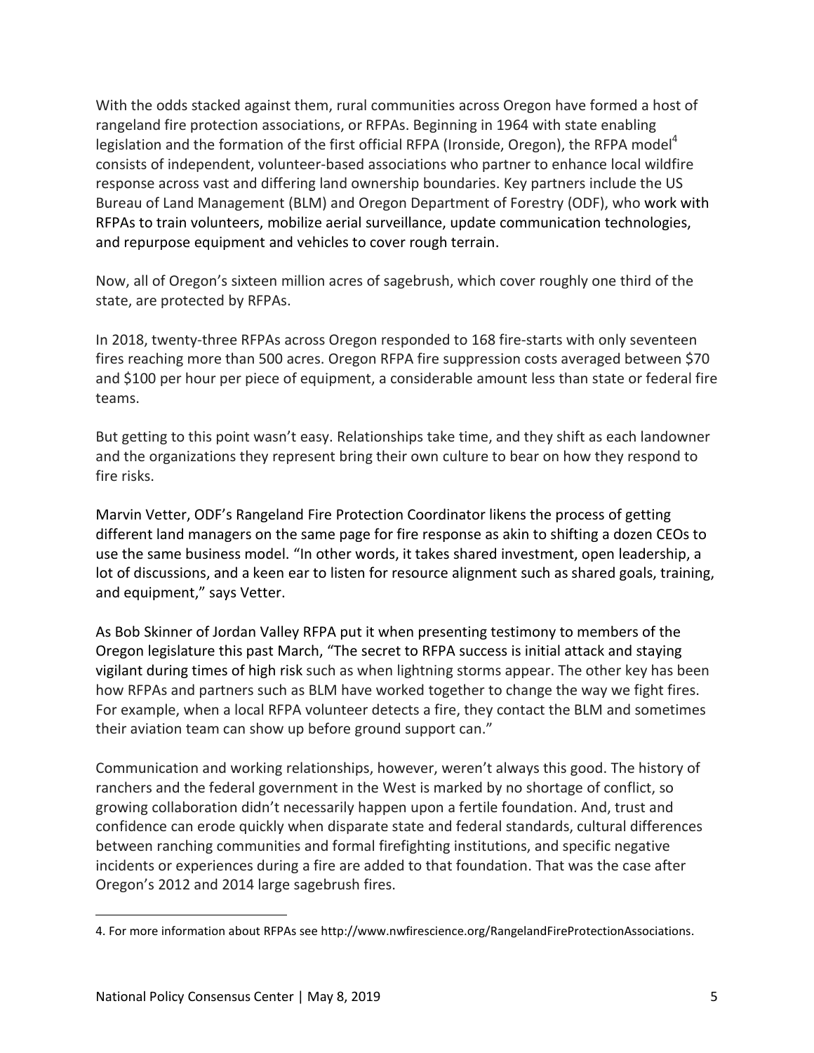With the odds stacked against them, rural communities across Oregon have formed a host of rangeland fire protection associations, or RFPAs. Beginning in 1964 with state enabling legislation and the formation of the first official RFPA (Ironside, Oregon), the RFPA model[4] consists of independent, volunteer-based associations who partner to enhance local wildfire response across vast and differing land ownership boundaries. Key partners include the US Bureau of Land Management (BLM) and Oregon Department of Forestry (ODF), who work with RFPAs to train volunteers, mobilize aerial surveillance, update communication technologies, and repurpose equipment and vehicles to cover rough terrain.

Now, all of Oregon's sixteen million acres of sagebrush, which cover roughly one third of the state, are protected by RFPAs.

In 2018, twenty-three RFPAs across Oregon responded to 168 fire-starts with only seventeen fires reaching more than 500 acres. Oregon RFPA fire suppression costs averaged between $70 and $100 per hour per piece of equipment, a considerable amount less than state or federal fire teams.

But getting to this point wasn't easy. Relationships take time, and they shift as each landowner and the organizations they represent bring their own culture to bear on how they respond to fire risks.

Marvin Vetter, ODF's Rangeland Fire Protection Coordinator likens the process of getting different land managers on the same page for fire response as akin to shifting a dozen CEOs to use the same business model. "In other words, it takes shared investment, open leadership, a lot of discussions, and a keen ear to listen for resource alignment such as shared goals, training, and equipment," says Vetter.

As Bob Skinner of Jordan Valley RFPA put it when presenting testimony to members of the Oregon legislature this past March, "The secret to RFPA success is initial attack and staying vigilant during times of high risk such as when lightning storms appear. The other key has been how RFPAs and partners such as BLM have worked together to change the way we fight fires. For example, when a local RFPA volunteer detects a fire, they contact the BLM and sometimes their aviation team can show up before ground support can."

Communication and working relationships, however, weren't always this good. The history of ranchers and the federal government in the West is marked by no shortage of conflict, so growing collaboration didn't necessarily happen upon a fertile foundation. And, trust and confidence can erode quickly when disparate state and federal standards, cultural differences between ranching communities and formal firefighting institutions, and specific negative incidents or experiences during a fire are added to that foundation. That was the case after Oregon's 2012 and 2014 large sagebrush fires.

---

4. For more information about RFPAs see http://www.nwfirescience.org/RangelandFireProtectionAssociations.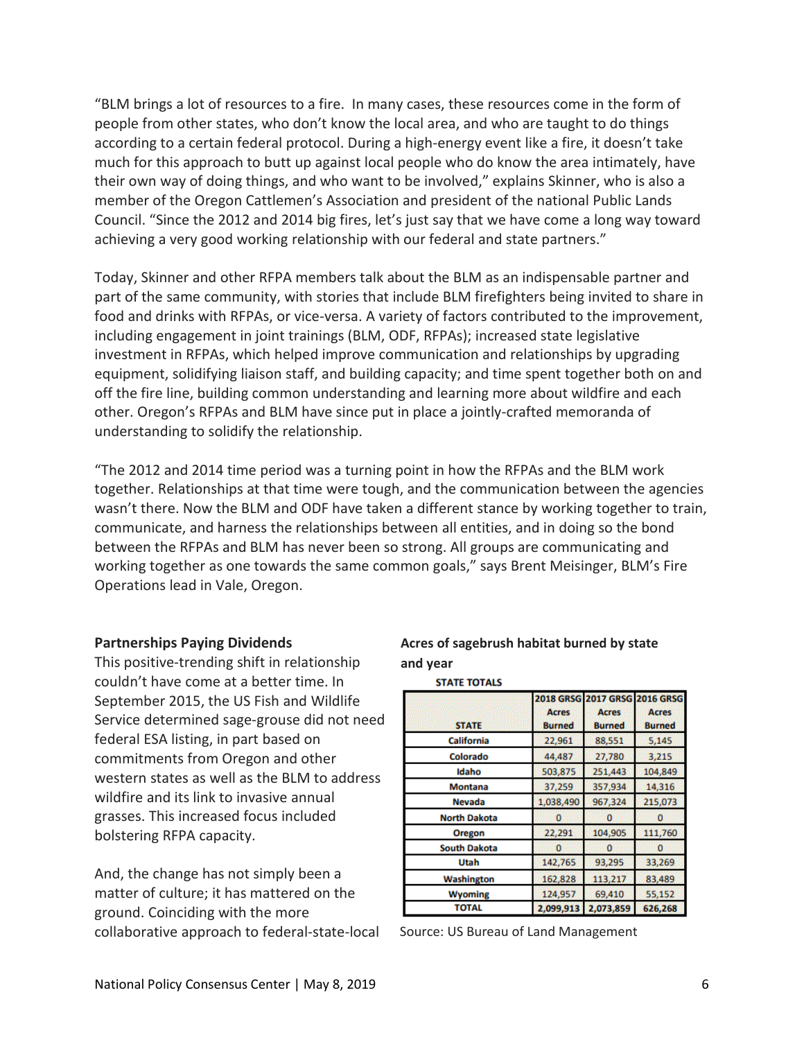"BLM brings a lot of resources to a fire. In many cases, these resources come in the form of people from other states, who don't know the local area, and who are taught to do things according to a certain federal protocol. During a high-energy event like a fire, it doesn't take much for this approach to butt up against local people who do know the area intimately, have their own way of doing things, and who want to be involved," explains Skinner, who is also a member of the Oregon Cattlemen's Association and president of the national Public Lands Council. "Since the 2012 and 2014 big fires, let's just say that we have come a long way toward achieving a very good working relationship with our federal and state partners."

Today, Skinner and other RFPA members talk about the BLM as an indispensable partner and part of the same community, with stories that include BLM firefighters being invited to share in food and drinks with RFPAs, or vice-versa. A variety of factors contributed to the improvement, including engagement in joint trainings (BLM, ODF, RFPAs); increased state legislative investment in RFPAs, which helped improve communication and relationships by upgrading equipment, solidifying liaison staff, and building capacity; and time spent together both on and off the fire line, building common understanding and learning more about wildfire and each other. Oregon's RFPAs and BLM have since put in place a jointly-crafted memoranda of understanding to solidify the relationship.

"The 2012 and 2014 time period was a turning point in how the RFPAs and the BLM work together. Relationships at that time were tough, and the communication between the agencies wasn't there. Now the BLM and ODF have taken a different stance by working together to train, communicate, and harness the relationships between all entities, and in doing so the bond between the RFPAs and BLM has never been so strong. All groups are communicating and working together as one towards the same common goals," says Brent Meisinger, BLM's Fire Operations lead in Vale, Oregon.

**Partnerships Paying Dividends**

This positive-trending shift in relationship couldn't have come at a better time. In September 2015, the US Fish and Wildlife Service determined sage-grouse did not need federal ESA listing, in part based on commitments from Oregon and other western states as well as the BLM to address wildfire and its link to invasive annual grasses. This increased focus included bolstering RFPA capacity.

And, the change has not simply been a matter of culture; it has mattered on the ground. Coinciding with the more collaborative approach to federal-state-local

**Acres of sagebrush habitat burned by state and year**

**STATE TOTALS**

| STATE | 2018 GRSG Acres Burned | 2017 GRSG Acres Burned | 2016 GRSG Acres Burned |
|---|---|---|---|
| California | 22,961 | 88,551 | 5,145 |
| Colorado | 44,487 | 27,780 | 3,215 |
| Idaho | 503,875 | 251,443 | 104,849 |
| Montana | 37,259 | 357,934 | 14,316 |
| Nevada | 1,038,490 | 967,324 | 215,073 |
| North Dakota | 0 | 0 | 0 |
| Oregon | 22,291 | 104,905 | 111,760 |
| South Dakota | 0 | 0 | 0 |
| Utah | 142,765 | 93,295 | 33,269 |
| Washington | 162,828 | 113,217 | 83,489 |
| Wyoming | 124,957 | 69,410 | 55,152 |
| TOTAL | 2,099,913 | 2,073,859 | 626,268 |

Source: US Bureau of Land Management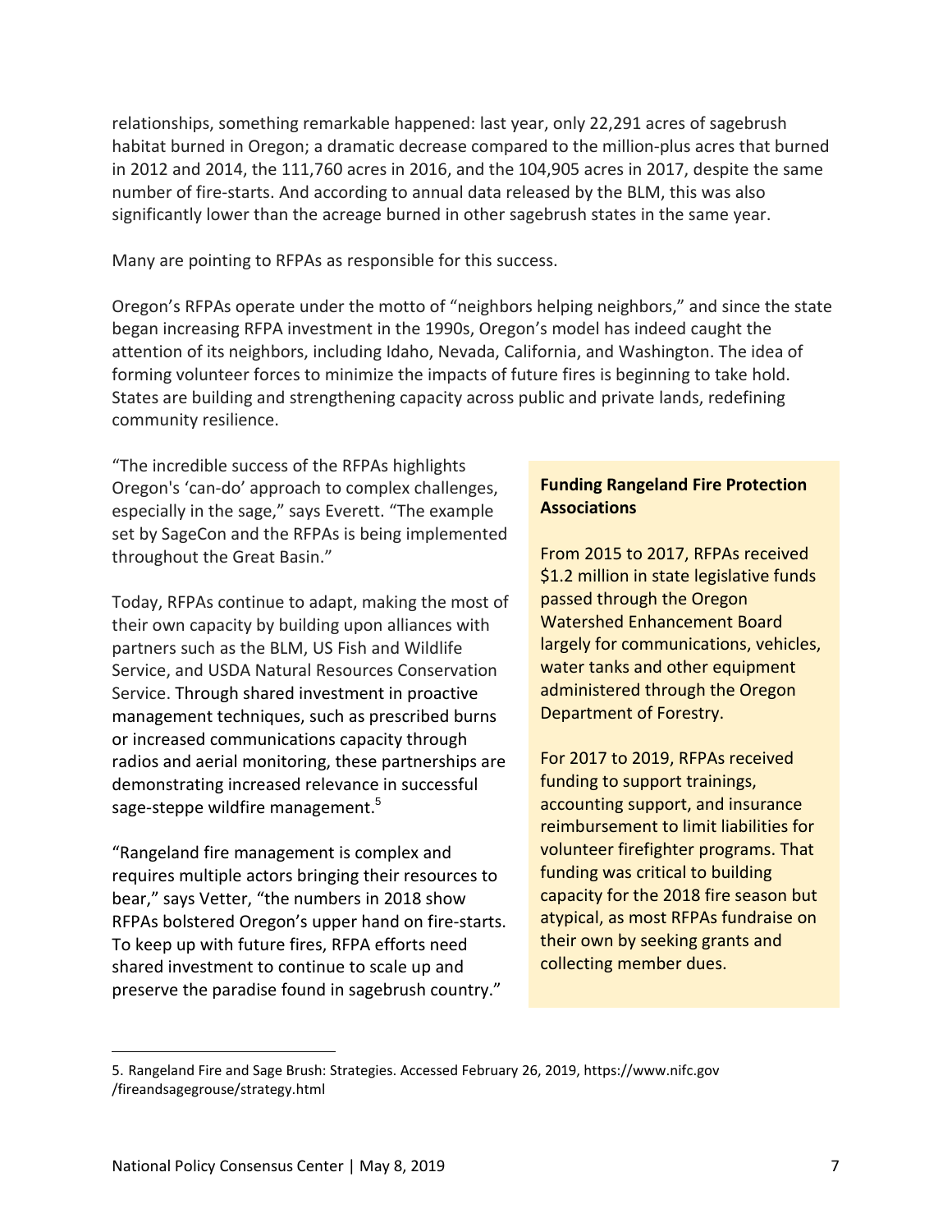relationships, something remarkable happened: last year, only 22,291 acres of sagebrush habitat burned in Oregon; a dramatic decrease compared to the million-plus acres that burned in 2012 and 2014, the 111,760 acres in 2016, and the 104,905 acres in 2017, despite the same number of fire-starts. And according to annual data released by the BLM, this was also significantly lower than the acreage burned in other sagebrush states in the same year.

Many are pointing to RFPAs as responsible for this success.

Oregon's RFPAs operate under the motto of "neighbors helping neighbors," and since the state began increasing RFPA investment in the 1990s, Oregon's model has indeed caught the attention of its neighbors, including Idaho, Nevada, California, and Washington. The idea of forming volunteer forces to minimize the impacts of future fires is beginning to take hold. States are building and strengthening capacity across public and private lands, redefining community resilience.

"The incredible success of the RFPAs highlights Oregon's 'can-do' approach to complex challenges, especially in the sage," says Everett. "The example set by SageCon and the RFPAs is being implemented throughout the Great Basin."

Today, RFPAs continue to adapt, making the most of their own capacity by building upon alliances with partners such as the BLM, US Fish and Wildlife Service, and USDA Natural Resources Conservation Service. Through shared investment in proactive management techniques, such as prescribed burns or increased communications capacity through radios and aerial monitoring, these partnerships are demonstrating increased relevance in successful sage-steppe wildfire management.[5]

"Rangeland fire management is complex and requires multiple actors bringing their resources to bear," says Vetter, "the numbers in 2018 show RFPAs bolstered Oregon's upper hand on fire-starts. To keep up with future fires, RFPA efforts need shared investment to continue to scale up and preserve the paradise found in sagebrush country."

**Funding Rangeland Fire Protection Associations**

From 2015 to 2017, RFPAs received $1.2 million in state legislative funds passed through the Oregon Watershed Enhancement Board largely for communications, vehicles, water tanks and other equipment administered through the Oregon Department of Forestry.

For 2017 to 2019, RFPAs received funding to support trainings, accounting support, and insurance reimbursement to limit liabilities for volunteer firefighter programs. That funding was critical to building capacity for the 2018 fire season but atypical, as most RFPAs fundraise on their own by seeking grants and collecting member dues.

5. Rangeland Fire and Sage Brush: Strategies. Accessed February 26, 2019, https://www.nifc.gov/fireandsagegrouse/strategy.html